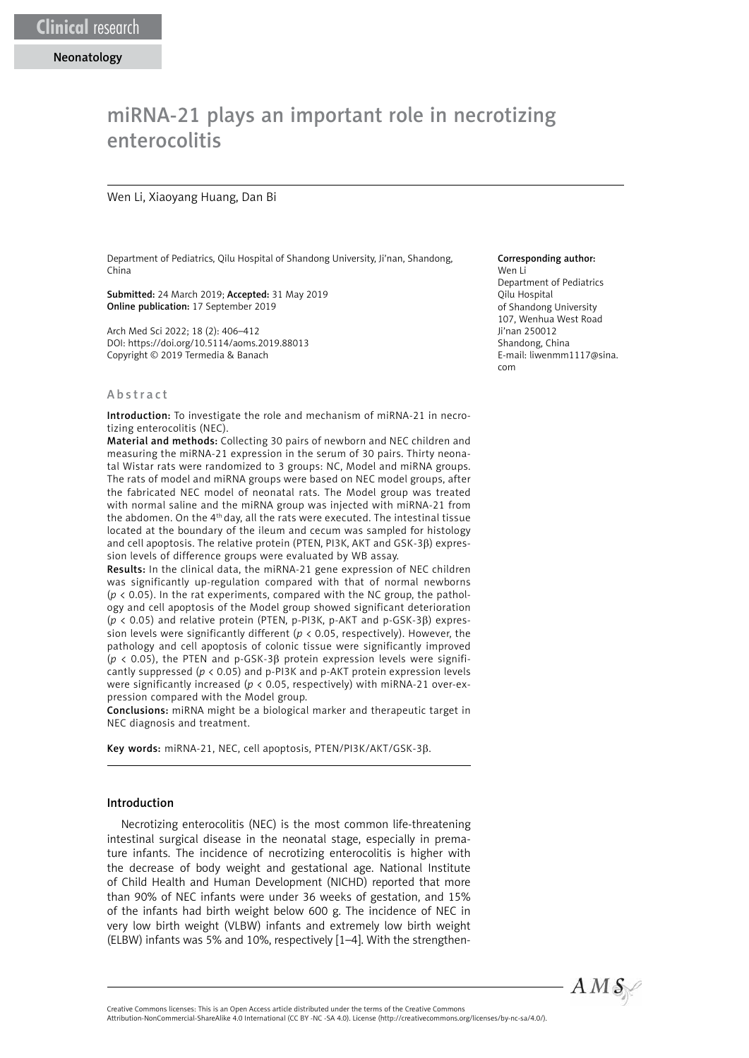Clinical research

Neonatology

# miRNA-21 plays an important role in necrotizing enterocolitis

Wen Li, Xiaoyang Huang, Dan Bi

Department of Pediatrics, Qilu Hospital of Shandong University, Ji'nan, Shandong, China

**Submitted:** 24 March 2019; **Accepted:** 31 May 2019
**Online publication:** 17 September 2019

Arch Med Sci 2022; 18 (2): 406–412
DOI: https://doi.org/10.5114/aoms.2019.88013
Copyright © 2019 Termedia & Banach

**Corresponding author:**
Wen Li
Department of Pediatrics
Qilu Hospital
of Shandong University
107, Wenhua West Road
Ji'nan 250012
Shandong, China
E-mail: liwenmm1117@sina.com

## Abstract

**Introduction:** To investigate the role and mechanism of miRNA-21 in necrotizing enterocolitis (NEC).

**Material and methods:** Collecting 30 pairs of newborn and NEC children and measuring the miRNA-21 expression in the serum of 30 pairs. Thirty neonatal Wistar rats were randomized to 3 groups: NC, Model and miRNA groups. The rats of model and miRNA groups were based on NEC model groups, after the fabricated NEC model of neonatal rats. The Model group was treated with normal saline and the miRNA group was injected with miRNA-21 from the abdomen. On the 4[th] day, all the rats were executed. The intestinal tissue located at the boundary of the ileum and cecum was sampled for histology and cell apoptosis. The relative protein (PTEN, PI3K, AKT and GSK-3β) expression levels of difference groups were evaluated by WB assay.

**Results:** In the clinical data, the miRNA-21 gene expression of NEC children was significantly up-regulation compared with that of normal newborns ($p < 0.05$). In the rat experiments, compared with the NC group, the pathology and cell apoptosis of the Model group showed significant deterioration ($p < 0.05$) and relative protein (PTEN, p-PI3K, p-AKT and p-GSK-3β) expression levels were significantly different ($p < 0.05$, respectively). However, the pathology and cell apoptosis of colonic tissue were significantly improved ($p < 0.05$), the PTEN and p-GSK-3β protein expression levels were significantly suppressed ($p < 0.05$) and p-PI3K and p-AKT protein expression levels were significantly increased ($p < 0.05$, respectively) with miRNA-21 over-expression compared with the Model group.

**Conclusions:** miRNA might be a biological marker and therapeutic target in NEC diagnosis and treatment.

**Key words:** miRNA-21, NEC, cell apoptosis, PTEN/PI3K/AKT/GSK-3β.

## Introduction

Necrotizing enterocolitis (NEC) is the most common life-threatening intestinal surgical disease in the neonatal stage, especially in premature infants. The incidence of necrotizing enterocolitis is higher with the decrease of body weight and gestational age. National Institute of Child Health and Human Development (NICHD) reported that more than 90% of NEC infants were under 36 weeks of gestation, and 15% of the infants had birth weight below 600 g. The incidence of NEC in very low birth weight (VLBW) infants and extremely low birth weight (ELBW) infants was 5% and 10%, respectively [1–4]. With the strengthen-

Creative Commons licenses: This is an Open Access article distributed under the terms of the Creative Commons Attribution-NonCommercial-ShareAlike 4.0 International (CC BY -NC -SA 4.0). License (http://creativecommons.org/licenses/by-nc-sa/4.0/).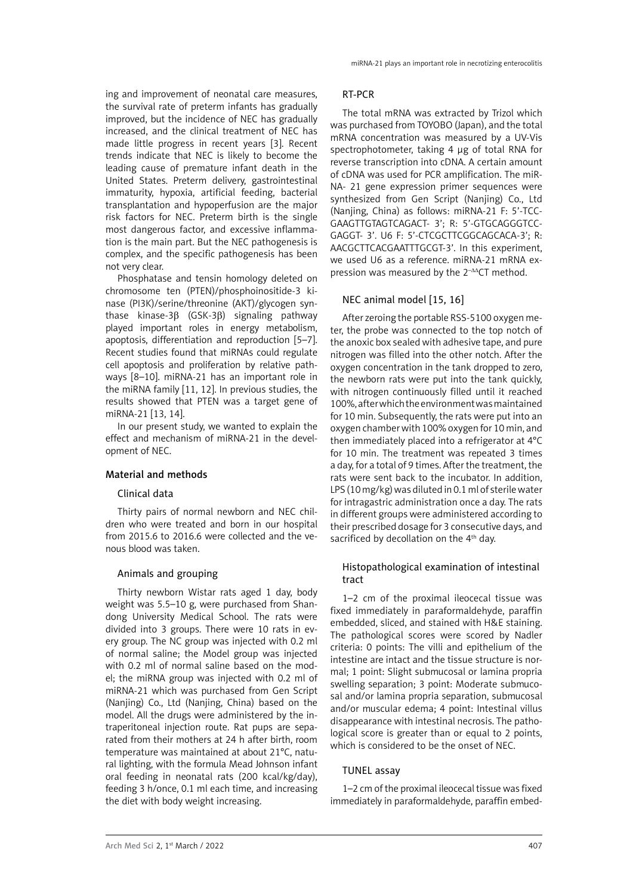ing and improvement of neonatal care measures, the survival rate of preterm infants has gradually improved, but the incidence of NEC has gradually increased, and the clinical treatment of NEC has made little progress in recent years [3]. Recent trends indicate that NEC is likely to become the leading cause of premature infant death in the United States. Preterm delivery, gastrointestinal immaturity, hypoxia, artificial feeding, bacterial transplantation and hypoperfusion are the major risk factors for NEC. Preterm birth is the single most dangerous factor, and excessive inflammation is the main part. But the NEC pathogenesis is complex, and the specific pathogenesis has been not very clear.

Phosphatase and tensin homology deleted on chromosome ten (PTEN)/phosphoinositide-3 kinase (PI3K)/serine/threonine (AKT)/glycogen synthase kinase-3β (GSK-3β) signaling pathway played important roles in energy metabolism, apoptosis, differentiation and reproduction [5–7]. Recent studies found that miRNAs could regulate cell apoptosis and proliferation by relative pathways [8–10]. miRNA-21 has an important role in the miRNA family [11, 12]. In previous studies, the results showed that PTEN was a target gene of miRNA-21 [13, 14].

In our present study, we wanted to explain the effect and mechanism of miRNA-21 in the development of NEC.

## Material and methods

### Clinical data

Thirty pairs of normal newborn and NEC children who were treated and born in our hospital from 2015.6 to 2016.6 were collected and the venous blood was taken.

### Animals and grouping

Thirty newborn Wistar rats aged 1 day, body weight was 5.5–10 g, were purchased from Shandong University Medical School. The rats were divided into 3 groups. There were 10 rats in every group. The NC group was injected with 0.2 ml of normal saline; the Model group was injected with 0.2 ml of normal saline based on the model; the miRNA group was injected with 0.2 ml of miRNA-21 which was purchased from Gen Script (Nanjing) Co., Ltd (Nanjing, China) based on the model. All the drugs were administered by the intraperitoneal injection route. Rat pups are separated from their mothers at 24 h after birth, room temperature was maintained at about 21°C, natural lighting, with the formula Mead Johnson infant oral feeding in neonatal rats (200 kcal/kg/day), feeding 3 h/once, 0.1 ml each time, and increasing the diet with body weight increasing.

### RT-PCR

The total mRNA was extracted by Trizol which was purchased from TOYOBO (Japan), and the total mRNA concentration was measured by a UV-Vis spectrophotometer, taking 4 μg of total RNA for reverse transcription into cDNA. A certain amount of cDNA was used for PCR amplification. The miRNA- 21 gene expression primer sequences were synthesized from Gen Script (Nanjing) Co., Ltd (Nanjing, China) as follows: miRNA-21 F: 5'-TCCGAAGTTGTAGTCAGACT- 3'; R: 5'-GTGCAGGGTCCGAGGT- 3'. U6 F: 5'-CTCGCTTCGGCAGCACA-3'; R: AACGCTTCACGAATTTGCGT-3'. In this experiment, we used U6 as a reference. miRNA-21 mRNA expression was measured by the $2^{-\Delta\Delta}$CT method.

### NEC animal model [15, 16]

After zeroing the portable RSS-5100 oxygen meter, the probe was connected to the top notch of the anoxic box sealed with adhesive tape, and pure nitrogen was filled into the other notch. After the oxygen concentration in the tank dropped to zero, the newborn rats were put into the tank quickly, with nitrogen continuously filled until it reached 100%, after which the environment was maintained for 10 min. Subsequently, the rats were put into an oxygen chamber with 100% oxygen for 10 min, and then immediately placed into a refrigerator at 4°C for 10 min. The treatment was repeated 3 times a day, for a total of 9 times. After the treatment, the rats were sent back to the incubator. In addition, LPS (10 mg/kg) was diluted in 0.1 ml of sterile water for intragastric administration once a day. The rats in different groups were administered according to their prescribed dosage for 3 consecutive days, and sacrificed by decollation on the 4th day.

### Histopathological examination of intestinal tract

1–2 cm of the proximal ileocecal tissue was fixed immediately in paraformaldehyde, paraffin embedded, sliced, and stained with H&E staining. The pathological scores were scored by Nadler criteria: 0 points: The villi and epithelium of the intestine are intact and the tissue structure is normal; 1 point: Slight submucosal or lamina propria swelling separation; 3 point: Moderate submucosal and/or lamina propria separation, submucosal and/or muscular edema; 4 point: Intestinal villus disappearance with intestinal necrosis. The pathological score is greater than or equal to 2 points, which is considered to be the onset of NEC.

### TUNEL assay

1–2 cm of the proximal ileocecal tissue was fixed immediately in paraformaldehyde, paraffin embed-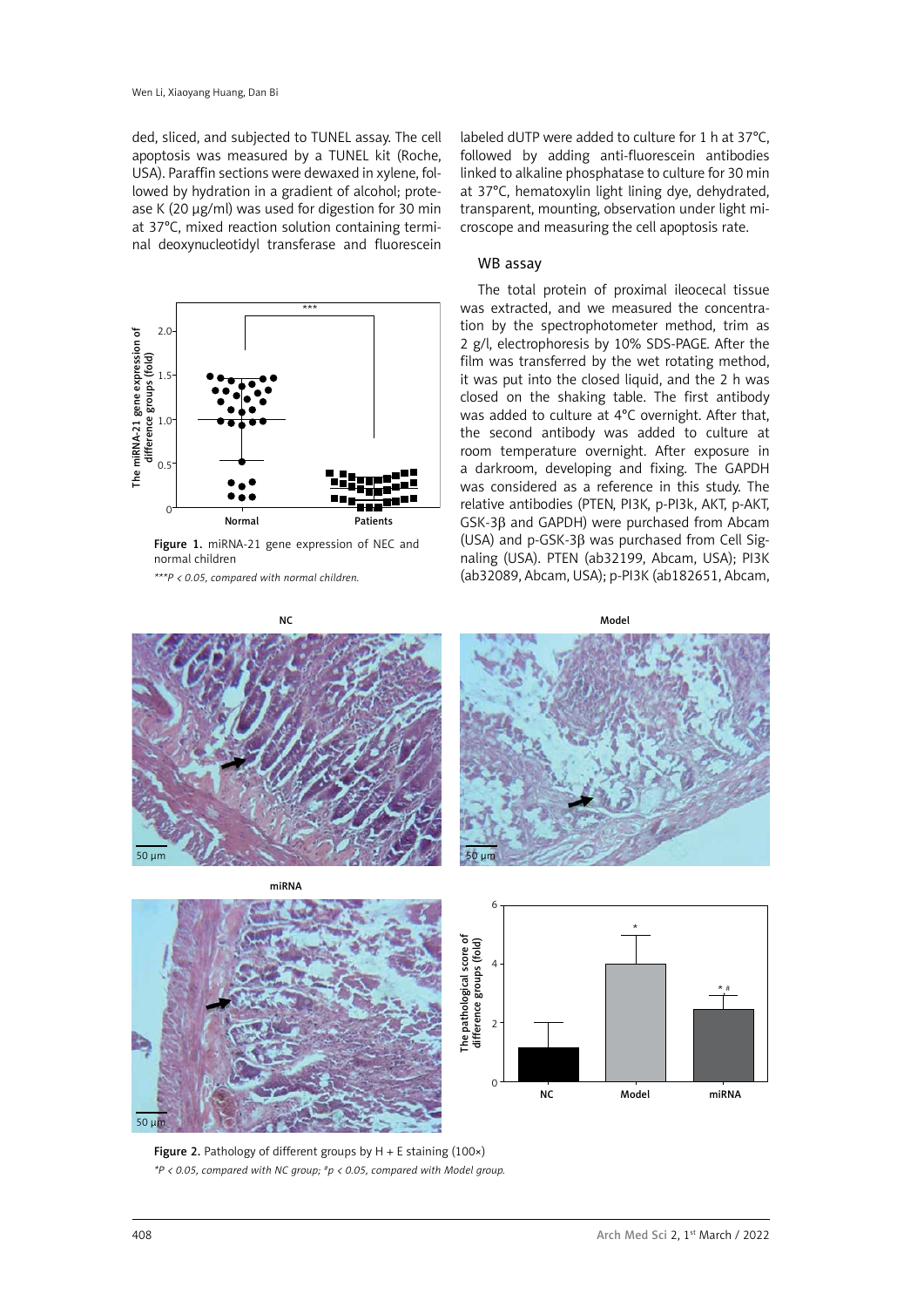ded, sliced, and subjected to TUNEL assay. The cell apoptosis was measured by a TUNEL kit (Roche, USA). Paraffin sections were dewaxed in xylene, followed by hydration in a gradient of alcohol; protease K (20 μg/ml) was used for digestion for 30 min at 37°C, mixed reaction solution containing terminal deoxynucleotidyl transferase and fluorescein labeled dUTP were added to culture for 1 h at 37°C, followed by adding anti-fluorescein antibodies linked to alkaline phosphatase to culture for 30 min at 37°C, hematoxylin light lining dye, dehydrated, transparent, mounting, observation under light microscope and measuring the cell apoptosis rate.

Figure 1. miRNA-21 gene expression of NEC and normal children

*\*\*\*P < 0.05, compared with normal children.*

### WB assay

The total protein of proximal ileocecal tissue was extracted, and we measured the concentration by the spectrophotometer method, trim as 2 g/l, electrophoresis by 10% SDS-PAGE. After the film was transferred by the wet rotating method, it was put into the closed liquid, and the 2 h was closed on the shaking table. The first antibody was added to culture at 4°C overnight. After that, the second antibody was added to culture at room temperature overnight. After exposure in a darkroom, developing and fixing. The GAPDH was considered as a reference in this study. The relative antibodies (PTEN, PI3K, p-PI3k, AKT, p-AKT, GSK-3β and GAPDH) were purchased from Abcam (USA) and p-GSK-3β was purchased from Cell Signaling (USA). PTEN (ab32199, Abcam, USA); PI3K (ab32089, Abcam, USA); p-PI3K (ab182651, Abcam,

Figure 2. Pathology of different groups by H + E staining (100×)

*\*P < 0.05, compared with NC group; #p < 0.05, compared with Model group.*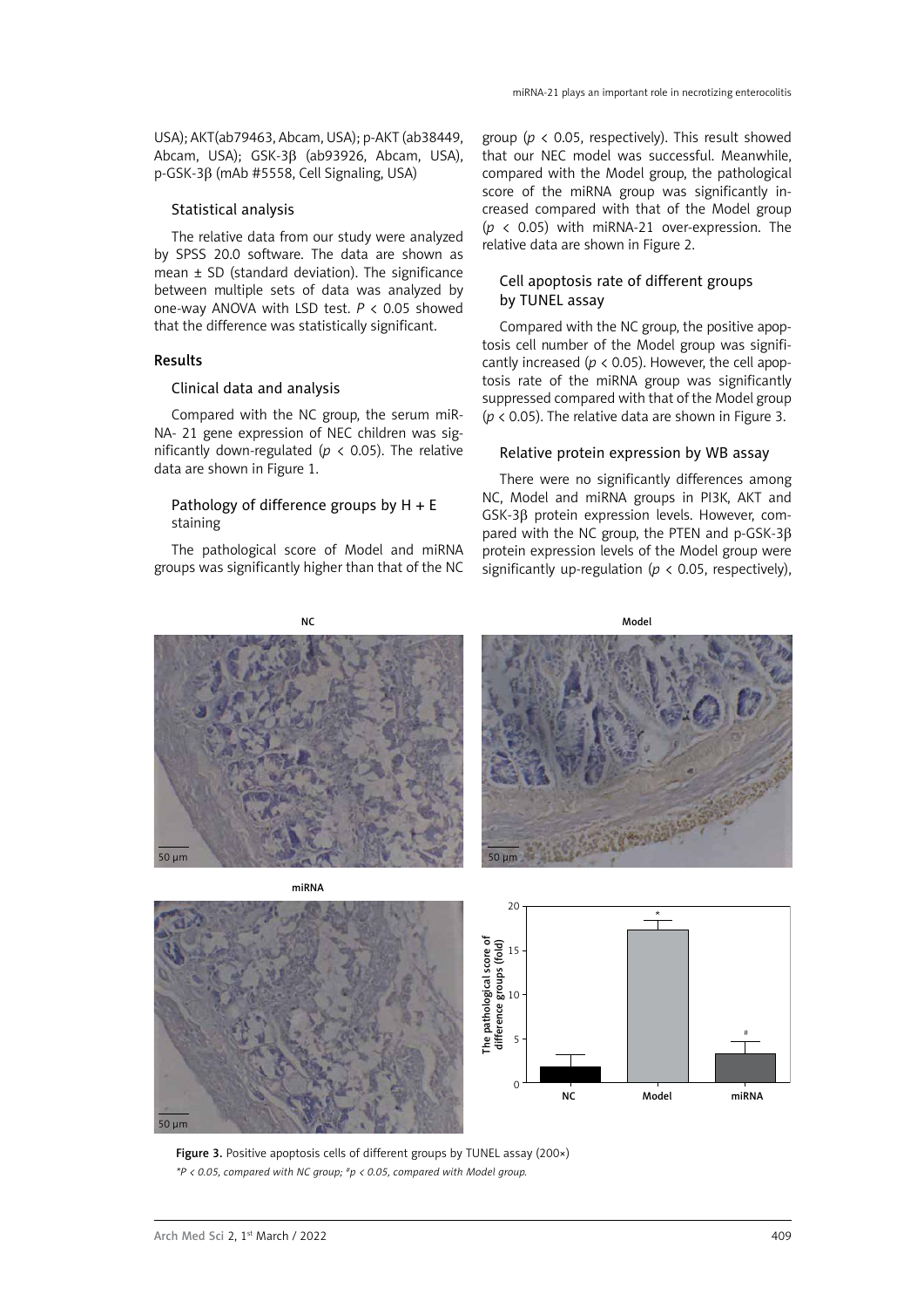USA); AKT(ab79463, Abcam, USA); p-AKT (ab38449, Abcam, USA); GSK-3β (ab93926, Abcam, USA), p-GSK-3β (mAb #5558, Cell Signaling, USA)

### Statistical analysis

The relative data from our study were analyzed by SPSS 20.0 software. The data are shown as mean ± SD (standard deviation). The significance between multiple sets of data was analyzed by one-way ANOVA with LSD test. $P < 0.05$ showed that the difference was statistically significant.

## Results

### Clinical data and analysis

Compared with the NC group, the serum miRNA- 21 gene expression of NEC children was significantly down-regulated ($p < 0.05$). The relative data are shown in Figure 1.

### Pathology of difference groups by H + E staining

The pathological score of Model and miRNA groups was significantly higher than that of the NC group ($p < 0.05$, respectively). This result showed that our NEC model was successful. Meanwhile, compared with the Model group, the pathological score of the miRNA group was significantly increased compared with that of the Model group ($p < 0.05$) with miRNA-21 over-expression. The relative data are shown in Figure 2.

### Cell apoptosis rate of different groups by TUNEL assay

Compared with the NC group, the positive apoptosis cell number of the Model group was significantly increased ($p < 0.05$). However, the cell apoptosis rate of the miRNA group was significantly suppressed compared with that of the Model group ($p < 0.05$). The relative data are shown in Figure 3.

### Relative protein expression by WB assay

There were no significantly differences among NC, Model and miRNA groups in PI3K, AKT and GSK-3β protein expression levels. However, compared with the NC group, the PTEN and p-GSK-3β protein expression levels of the Model group were significantly up-regulation ($p < 0.05$, respectively),

Figure 3. Positive apoptosis cells of different groups by TUNEL assay (200×)

*\*P < 0.05, compared with NC group; #p < 0.05, compared with Model group.*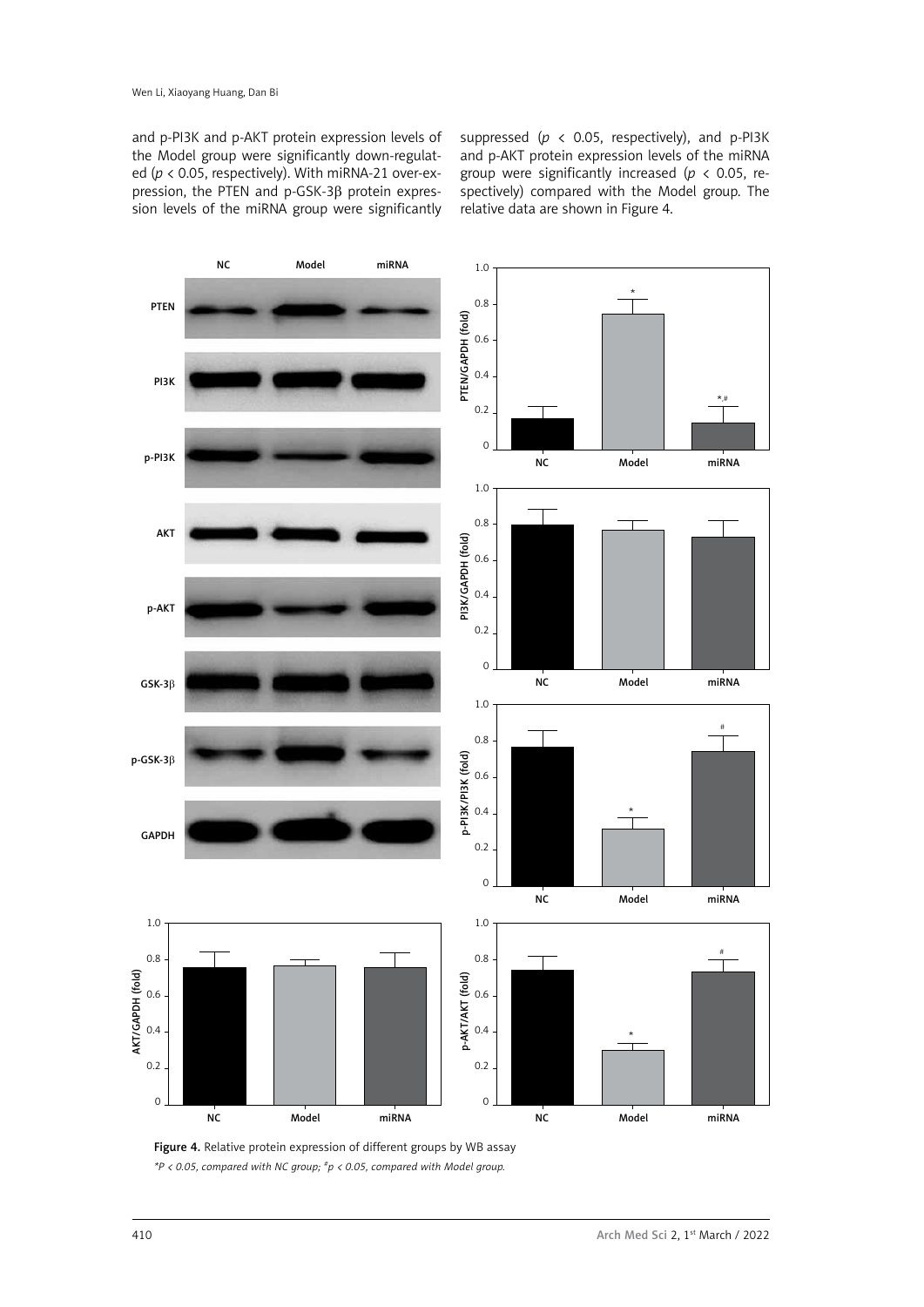and p-PI3K and p-AKT protein expression levels of the Model group were significantly down-regulated ($p < 0.05$, respectively). With miRNA-21 over-expression, the PTEN and p-GSK-3β protein expression levels of the miRNA group were significantly suppressed ($p < 0.05$, respectively), and p-PI3K and p-AKT protein expression levels of the miRNA group were significantly increased ($p < 0.05$, respectively) compared with the Model group. The relative data are shown in Figure 4.

**Figure 4.** Relative protein expression of different groups by WB assay

*\*P < 0.05, compared with NC group; #p < 0.05, compared with Model group.*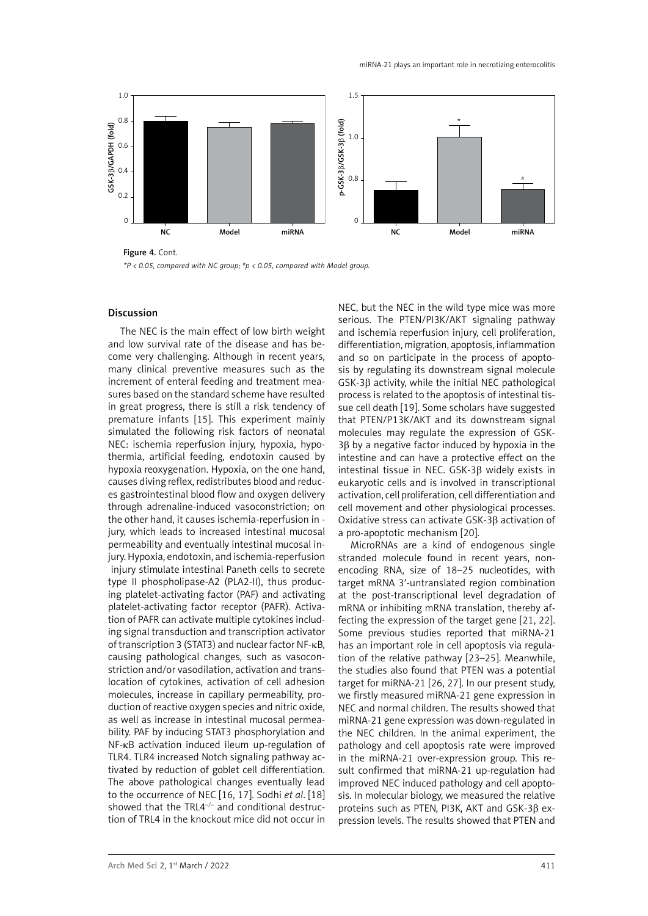Figure 4. Cont.

*\*P < 0.05, compared with NC group; #p < 0.05, compared with Model group.*

## Discussion

The NEC is the main effect of low birth weight and low survival rate of the disease and has become very challenging. Although in recent years, many clinical preventive measures such as the increment of enteral feeding and treatment measures based on the standard scheme have resulted in great progress, there is still a risk tendency of premature infants [15]. This experiment mainly simulated the following risk factors of neonatal NEC: ischemia reperfusion injury, hypoxia, hypothermia, artificial feeding, endotoxin caused by hypoxia reoxygenation. Hypoxia, on the one hand, causes diving reflex, redistributes blood and reduces gastrointestinal blood flow and oxygen delivery through adrenaline-induced vasoconstriction; on the other hand, it causes ischemia-reperfusion injury, which leads to increased intestinal mucosal permeability and eventually intestinal mucosal injury. Hypoxia, endotoxin, and ischemia-reperfusion injury stimulate intestinal Paneth cells to secrete type II phospholipase-A2 (PLA2-II), thus producing platelet-activating factor (PAF) and activating platelet-activating factor receptor (PAFR). Activation of PAFR can activate multiple cytokines including signal transduction and transcription activator of transcription 3 (STAT3) and nuclear factor NF-κB, causing pathological changes, such as vasoconstriction and/or vasodilation, activation and translocation of cytokines, activation of cell adhesion molecules, increase in capillary permeability, production of reactive oxygen species and nitric oxide, as well as increase in intestinal mucosal permeability. PAF by inducing STAT3 phosphorylation and NF-κB activation induced ileum up-regulation of TLR4. TLR4 increased Notch signaling pathway activated by reduction of goblet cell differentiation. The above pathological changes eventually lead to the occurrence of NEC [16, 17]. Sodhi *et al*. [18] showed that the $TRL4^{-/-}$ and conditional destruction of TRL4 in the knockout mice did not occur in NEC, but the NEC in the wild type mice was more serious. The PTEN/PI3K/AKT signaling pathway and ischemia reperfusion injury, cell proliferation, differentiation, migration, apoptosis, inflammation and so on participate in the process of apoptosis by regulating its downstream signal molecule GSK-3β activity, while the initial NEC pathological process is related to the apoptosis of intestinal tissue cell death [19]. Some scholars have suggested that PTEN/P13K/AKT and its downstream signal molecules may regulate the expression of GSK-3β by a negative factor induced by hypoxia in the intestine and can have a protective effect on the intestinal tissue in NEC. GSK-3β widely exists in eukaryotic cells and is involved in transcriptional activation, cell proliferation, cell differentiation and cell movement and other physiological processes. Oxidative stress can activate GSK-3β activation of a pro-apoptotic mechanism [20].

MicroRNAs are a kind of endogenous single stranded molecule found in recent years, non-encoding RNA, size of 18–25 nucleotides, with target mRNA 3'-untranslated region combination at the post-transcriptional level degradation of mRNA or inhibiting mRNA translation, thereby affecting the expression of the target gene [21, 22]. Some previous studies reported that miRNA-21 has an important role in cell apoptosis via regulation of the relative pathway [23–25]. Meanwhile, the studies also found that PTEN was a potential target for miRNA-21 [26, 27]. In our present study, we firstly measured miRNA-21 gene expression in NEC and normal children. The results showed that miRNA-21 gene expression was down-regulated in the NEC children. In the animal experiment, the pathology and cell apoptosis rate were improved in the miRNA-21 over-expression group. This result confirmed that miRNA-21 up-regulation had improved NEC induced pathology and cell apoptosis. In molecular biology, we measured the relative proteins such as PTEN, PI3K, AKT and GSK-3β expression levels. The results showed that PTEN and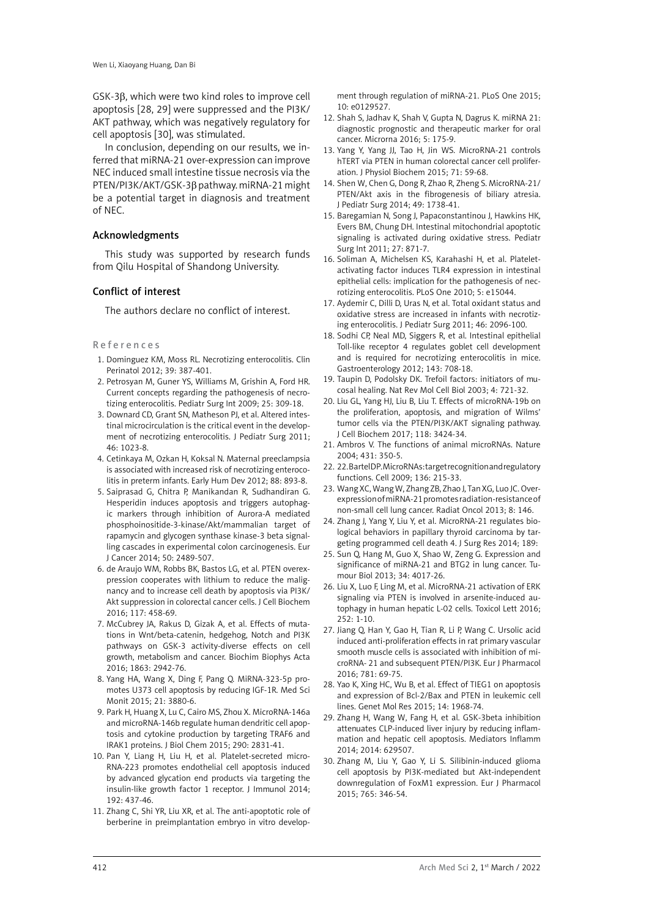GSK-3β, which were two kind roles to improve cell apoptosis [28, 29] were suppressed and the PI3K/AKT pathway, which was negatively regulatory for cell apoptosis [30], was stimulated.

In conclusion, depending on our results, we inferred that miRNA-21 over-expression can improve NEC induced small intestine tissue necrosis via the PTEN/PI3K/AKT/GSK-3β pathway. miRNA-21 might be a potential target in diagnosis and treatment of NEC.

## Acknowledgments

This study was supported by research funds from Qilu Hospital of Shandong University.

## Conflict of interest

The authors declare no conflict of interest.

## References

1. Dominguez KM, Moss RL. Necrotizing enterocolitis. Clin Perinatol 2012; 39: 387-401.
2. Petrosyan M, Guner YS, Williams M, Grishin A, Ford HR. Current concepts regarding the pathogenesis of necrotizing enterocolitis. Pediatr Surg Int 2009; 25: 309-18.
3. Downard CD, Grant SN, Matheson PJ, et al. Altered intestinal microcirculation is the critical event in the development of necrotizing enterocolitis. J Pediatr Surg 2011; 46: 1023-8.
4. Cetinkaya M, Ozkan H, Koksal N. Maternal preeclampsia is associated with increased risk of necrotizing enterocolitis in preterm infants. Early Hum Dev 2012; 88: 893-8.
5. Saiprasad G, Chitra P, Manikandan R, Sudhandiran G. Hesperidin induces apoptosis and triggers autophagic markers through inhibition of Aurora-A mediated phosphoinositide-3-kinase/Akt/mammalian target of rapamycin and glycogen synthase kinase-3 beta signalling cascades in experimental colon carcinogenesis. Eur J Cancer 2014; 50: 2489-507.
6. de Araujo WM, Robbs BK, Bastos LG, et al. PTEN overexpression cooperates with lithium to reduce the malignancy and to increase cell death by apoptosis via PI3K/Akt suppression in colorectal cancer cells. J Cell Biochem 2016; 117: 458-69.
7. McCubrey JA, Rakus D, Gizak A, et al. Effects of mutations in Wnt/beta-catenin, hedgehog, Notch and PI3K pathways on GSK-3 activity-diverse effects on cell growth, metabolism and cancer. Biochim Biophys Acta 2016; 1863: 2942-76.
8. Yang HA, Wang X, Ding F, Pang Q. MiRNA-323-5p promotes U373 cell apoptosis by reducing IGF-1R. Med Sci Monit 2015; 21: 3880-6.
9. Park H, Huang X, Lu C, Cairo MS, Zhou X. MicroRNA-146a and microRNA-146b regulate human dendritic cell apoptosis and cytokine production by targeting TRAF6 and IRAK1 proteins. J Biol Chem 2015; 290: 2831-41.
10. Pan Y, Liang H, Liu H, et al. Platelet-secreted microRNA-223 promotes endothelial cell apoptosis induced by advanced glycation end products via targeting the insulin-like growth factor 1 receptor. J Immunol 2014; 192: 437-46.
11. Zhang C, Shi YR, Liu XR, et al. The anti-apoptotic role of berberine in preimplantation embryo in vitro development through regulation of miRNA-21. PLoS One 2015; 10: e0129527.
12. Shah S, Jadhav K, Shah V, Gupta N, Dagrus K. miRNA 21: diagnostic prognostic and therapeutic marker for oral cancer. Microrna 2016; 5: 175-9.
13. Yang Y, Yang JJ, Tao H, Jin WS. MicroRNA-21 controls hTERT via PTEN in human colorectal cancer cell proliferation. J Physiol Biochem 2015; 71: 59-68.
14. Shen W, Chen G, Dong R, Zhao R, Zheng S. MicroRNA-21/PTEN/Akt axis in the fibrogenesis of biliary atresia. J Pediatr Surg 2014; 49: 1738-41.
15. Baregamian N, Song J, Papaconstantinou J, Hawkins HK, Evers BM, Chung DH. Intestinal mitochondrial apoptotic signaling is activated during oxidative stress. Pediatr Surg Int 2011; 27: 871-7.
16. Soliman A, Michelsen KS, Karahashi H, et al. Platelet-activating factor induces TLR4 expression in intestinal epithelial cells: implication for the pathogenesis of necrotizing enterocolitis. PLoS One 2010; 5: e15044.
17. Aydemir C, Dilli D, Uras N, et al. Total oxidant status and oxidative stress are increased in infants with necrotizing enterocolitis. J Pediatr Surg 2011; 46: 2096-100.
18. Sodhi CP, Neal MD, Siggers R, et al. Intestinal epithelial Toll-like receptor 4 regulates goblet cell development and is required for necrotizing enterocolitis in mice. Gastroenterology 2012; 143: 708-18.
19. Taupin D, Podolsky DK. Trefoil factors: initiators of mucosal healing. Nat Rev Mol Cell Biol 2003; 4: 721-32.
20. Liu GL, Yang HJ, Liu B, Liu T. Effects of microRNA-19b on the proliferation, apoptosis, and migration of Wilms' tumor cells via the PTEN/PI3K/AKT signaling pathway. J Cell Biochem 2017; 118: 3424-34.
21. Ambros V. The functions of animal microRNAs. Nature 2004; 431: 350-5.
22. 22.BartelDP.MicroRNAs:targetrecognitionandregulatory functions. Cell 2009; 136: 215-33.
23. Wang XC, Wang W, Zhang ZB, Zhao J, Tan XG, Luo JC. Overexpression of miRNA-21 promotes radiation-resistance of non-small cell lung cancer. Radiat Oncol 2013; 8: 146.
24. Zhang J, Yang Y, Liu Y, et al. MicroRNA-21 regulates biological behaviors in papillary thyroid carcinoma by targeting programmed cell death 4. J Surg Res 2014; 189:
25. Sun Q, Hang M, Guo X, Shao W, Zeng G. Expression and significance of miRNA-21 and BTG2 in lung cancer. Tumour Biol 2013; 34: 4017-26.
26. Liu X, Luo F, Ling M, et al. MicroRNA-21 activation of ERK signaling via PTEN is involved in arsenite-induced autophagy in human hepatic L-02 cells. Toxicol Lett 2016; 252: 1-10.
27. Jiang Q, Han Y, Gao H, Tian R, Li P, Wang C. Ursolic acid induced anti-proliferation effects in rat primary vascular smooth muscle cells is associated with inhibition of microRNA- 21 and subsequent PTEN/PI3K. Eur J Pharmacol 2016; 781: 69-75.
28. Yao K, Xing HC, Wu B, et al. Effect of TIEG1 on apoptosis and expression of Bcl-2/Bax and PTEN in leukemic cell lines. Genet Mol Res 2015; 14: 1968-74.
29. Zhang H, Wang W, Fang H, et al. GSK-3beta inhibition attenuates CLP-induced liver injury by reducing inflammation and hepatic cell apoptosis. Mediators Inflamm 2014; 2014: 629507.
30. Zhang M, Liu Y, Gao Y, Li S. Silibinin-induced glioma cell apoptosis by PI3K-mediated but Akt-independent downregulation of FoxM1 expression. Eur J Pharmacol 2015; 765: 346-54.